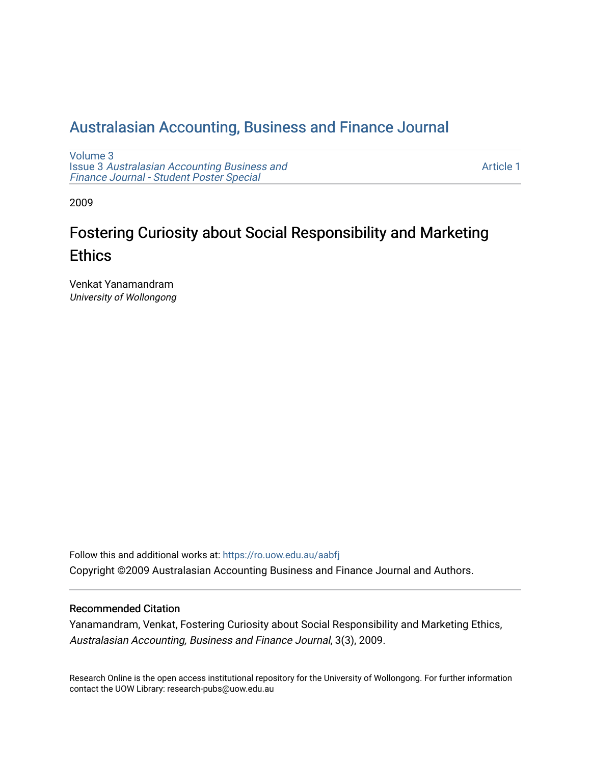# Australasian Accounting, Business and Finance Journal

Volume 3
Issue 3 *Australasian Accounting Business and Finance Journal - Student Poster Special*

Article 1

2009

## Fostering Curiosity about Social Responsibility and Marketing Ethics

Venkat Yanamandram
*University of Wollongong*

Follow this and additional works at: https://ro.uow.edu.au/aabfj

Copyright ©2009 Australasian Accounting Business and Finance Journal and Authors.

### Recommended Citation

Yanamandram, Venkat, Fostering Curiosity about Social Responsibility and Marketing Ethics, *Australasian Accounting, Business and Finance Journal*, 3(3), 2009.

Research Online is the open access institutional repository for the University of Wollongong. For further information contact the UOW Library: research-pubs@uow.edu.au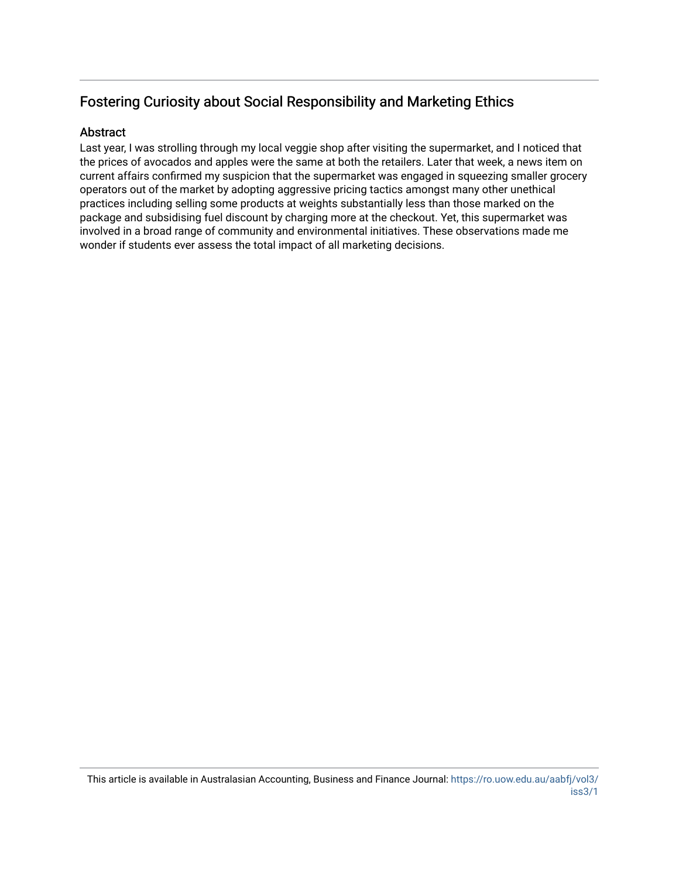## Fostering Curiosity about Social Responsibility and Marketing Ethics

### Abstract

Last year, I was strolling through my local veggie shop after visiting the supermarket, and I noticed that the prices of avocados and apples were the same at both the retailers. Later that week, a news item on current affairs confirmed my suspicion that the supermarket was engaged in squeezing smaller grocery operators out of the market by adopting aggressive pricing tactics amongst many other unethical practices including selling some products at weights substantially less than those marked on the package and subsidising fuel discount by charging more at the checkout. Yet, this supermarket was involved in a broad range of community and environmental initiatives. These observations made me wonder if students ever assess the total impact of all marketing decisions.

This article is available in Australasian Accounting, Business and Finance Journal: https://ro.uow.edu.au/aabfj/vol3/iss3/1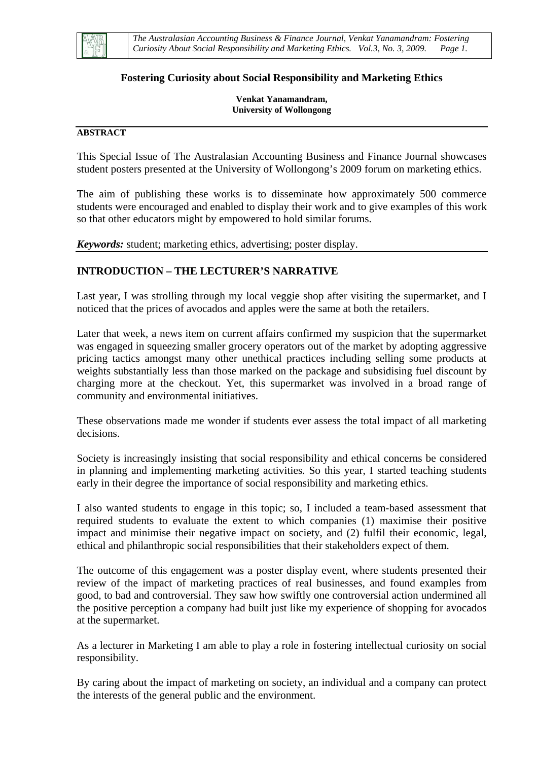## Fostering Curiosity about Social Responsibility and Marketing Ethics

**Venkat Yanamandram,**
**University of Wollongong**

**ABSTRACT**

This Special Issue of The Australasian Accounting Business and Finance Journal showcases student posters presented at the University of Wollongong's 2009 forum on marketing ethics.

The aim of publishing these works is to disseminate how approximately 500 commerce students were encouraged and enabled to display their work and to give examples of this work so that other educators might by empowered to hold similar forums.

***Keywords:*** student; marketing ethics, advertising; poster display.

## INTRODUCTION – THE LECTURER'S NARRATIVE

Last year, I was strolling through my local veggie shop after visiting the supermarket, and I noticed that the prices of avocados and apples were the same at both the retailers.

Later that week, a news item on current affairs confirmed my suspicion that the supermarket was engaged in squeezing smaller grocery operators out of the market by adopting aggressive pricing tactics amongst many other unethical practices including selling some products at weights substantially less than those marked on the package and subsidising fuel discount by charging more at the checkout. Yet, this supermarket was involved in a broad range of community and environmental initiatives.

These observations made me wonder if students ever assess the total impact of all marketing decisions.

Society is increasingly insisting that social responsibility and ethical concerns be considered in planning and implementing marketing activities. So this year, I started teaching students early in their degree the importance of social responsibility and marketing ethics.

I also wanted students to engage in this topic; so, I included a team-based assessment that required students to evaluate the extent to which companies (1) maximise their positive impact and minimise their negative impact on society, and (2) fulfil their economic, legal, ethical and philanthropic social responsibilities that their stakeholders expect of them.

The outcome of this engagement was a poster display event, where students presented their review of the impact of marketing practices of real businesses, and found examples from good, to bad and controversial. They saw how swiftly one controversial action undermined all the positive perception a company had built just like my experience of shopping for avocados at the supermarket.

As a lecturer in Marketing I am able to play a role in fostering intellectual curiosity on social responsibility.

By caring about the impact of marketing on society, an individual and a company can protect the interests of the general public and the environment.